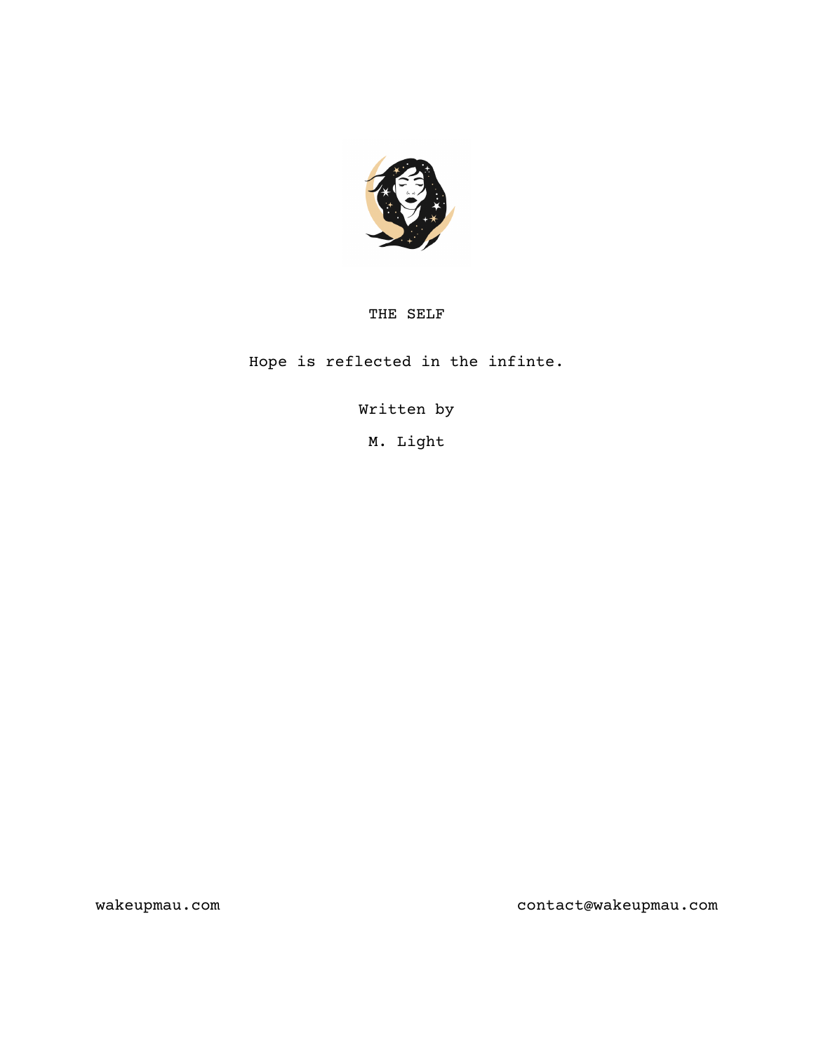# THE SELF

Hope is reflected in the infinte.

Written by

M. Light

wakeupmau.com

contact@wakeupmau.com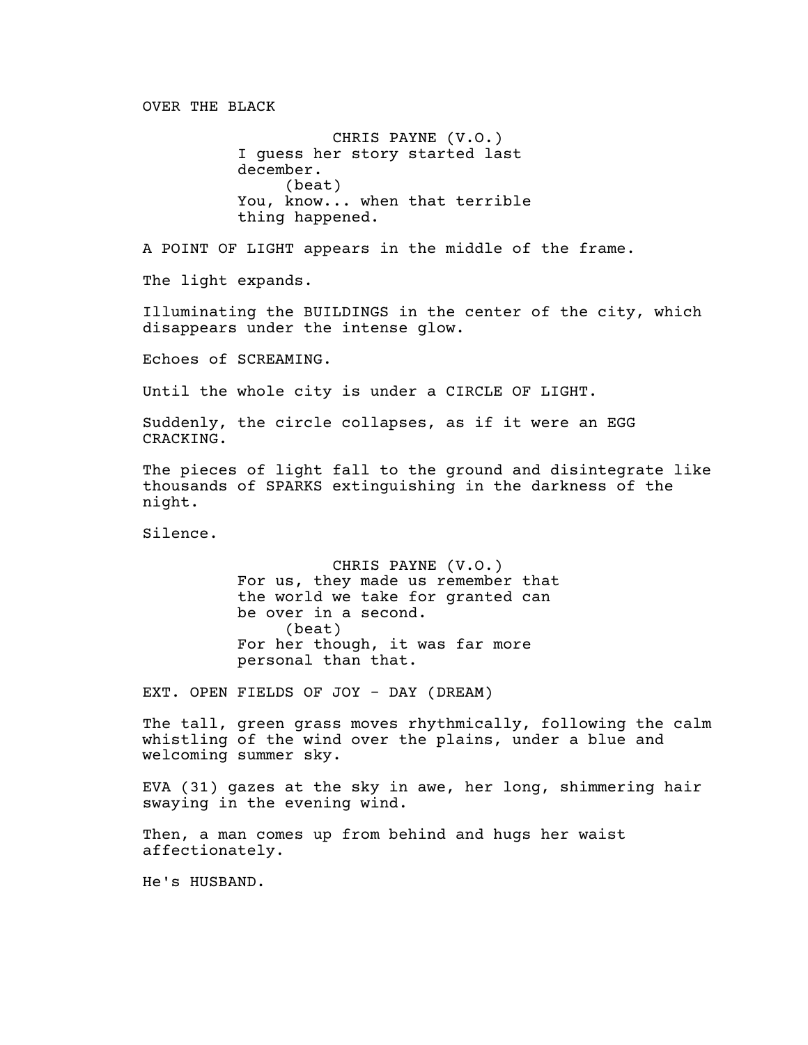OVER THE BLACK

CHRIS PAYNE (V.O.)
I guess her story started last
december.
(beat)
You, know... when that terrible
thing happened.

A POINT OF LIGHT appears in the middle of the frame.

The light expands.

Illuminating the BUILDINGS in the center of the city, which
disappears under the intense glow.

Echoes of SCREAMING.

Until the whole city is under a CIRCLE OF LIGHT.

Suddenly, the circle collapses, as if it were an EGG
CRACKING.

The pieces of light fall to the ground and disintegrate like
thousands of SPARKS extinguishing in the darkness of the
night.

Silence.

CHRIS PAYNE (V.O.)
For us, they made us remember that
the world we take for granted can
be over in a second.
(beat)
For her though, it was far more
personal than that.

EXT. OPEN FIELDS OF JOY - DAY (DREAM)

The tall, green grass moves rhythmically, following the calm
whistling of the wind over the plains, under a blue and
welcoming summer sky.

EVA (31) gazes at the sky in awe, her long, shimmering hair
swaying in the evening wind.

Then, a man comes up from behind and hugs her waist
affectionately.

He's HUSBAND.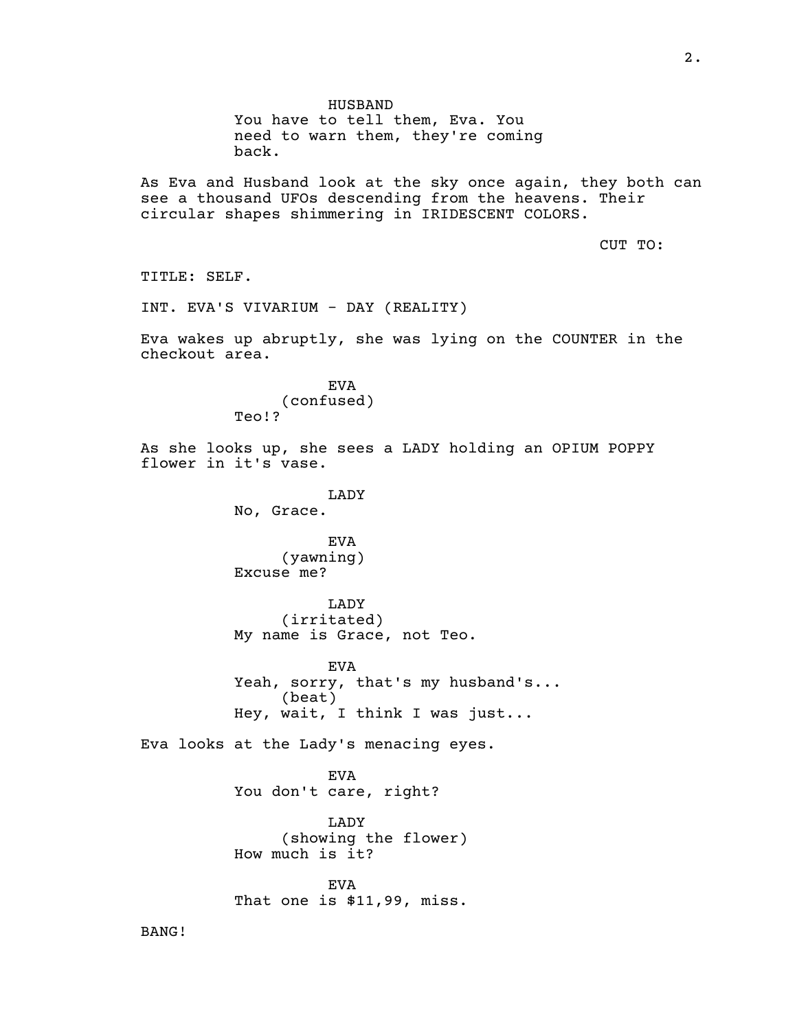HUSBAND

You have to tell them, Eva. You need to warn them, they're coming back.

As Eva and Husband look at the sky once again, they both can see a thousand UFOs descending from the heavens. Their circular shapes shimmering in IRIDESCENT COLORS.

CUT TO:

TITLE: SELF.

INT. EVA'S VIVARIUM - DAY (REALITY)

Eva wakes up abruptly, she was lying on the COUNTER in the checkout area.

EVA

(confused)

Teo!?

As she looks up, she sees a LADY holding an OPIUM POPPY flower in it's vase.

LADY

No, Grace.

EVA

(yawning)

Excuse me?

LADY

(irritated)

My name is Grace, not Teo.

EVA

Yeah, sorry, that's my husband's...

(beat)

Hey, wait, I think I was just...

Eva looks at the Lady's menacing eyes.

EVA

You don't care, right?

LADY

(showing the flower)

How much is it?

EVA

That one is $11,99, miss.

BANG!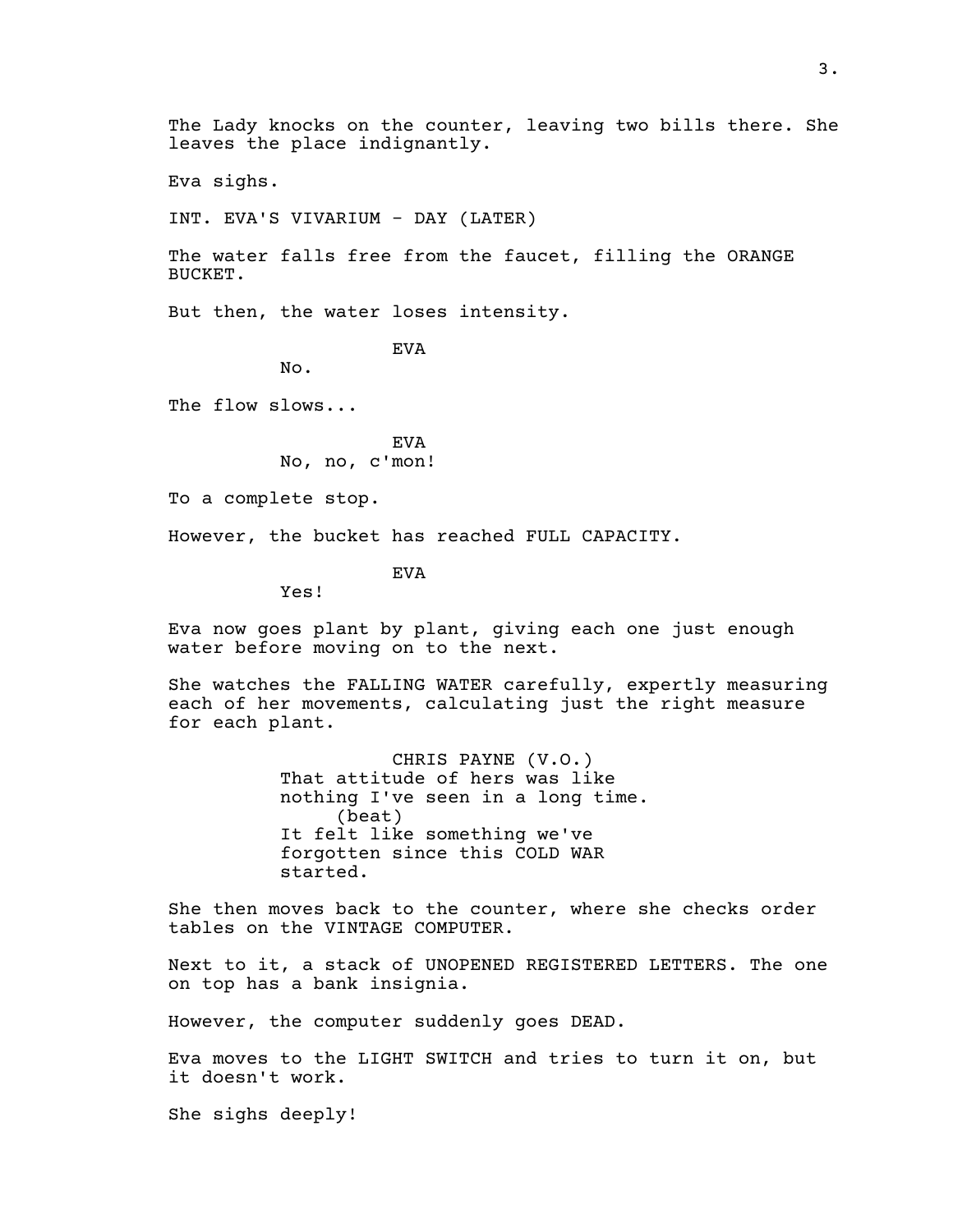The Lady knocks on the counter, leaving two bills there. She leaves the place indignantly.

Eva sighs.

INT. EVA'S VIVARIUM - DAY (LATER)

The water falls free from the faucet, filling the ORANGE BUCKET.

But then, the water loses intensity.

EVA
No.

The flow slows...

EVA
No, no, c'mon!

To a complete stop.

However, the bucket has reached FULL CAPACITY.

EVA
Yes!

Eva now goes plant by plant, giving each one just enough water before moving on to the next.

She watches the FALLING WATER carefully, expertly measuring each of her movements, calculating just the right measure for each plant.

CHRIS PAYNE (V.O.)
That attitude of hers was like nothing I've seen in a long time.
(beat)
It felt like something we've forgotten since this COLD WAR started.

She then moves back to the counter, where she checks order tables on the VINTAGE COMPUTER.

Next to it, a stack of UNOPENED REGISTERED LETTERS. The one on top has a bank insignia.

However, the computer suddenly goes DEAD.

Eva moves to the LIGHT SWITCH and tries to turn it on, but it doesn't work.

She sighs deeply!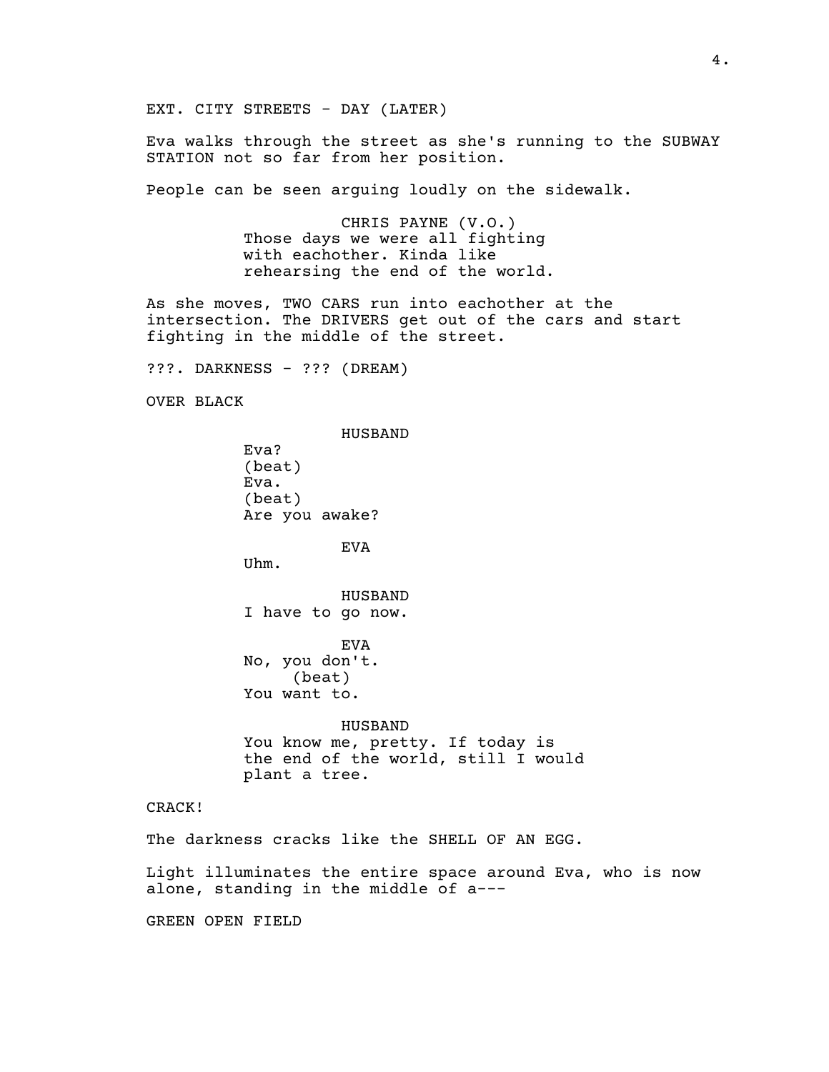EXT. CITY STREETS - DAY (LATER)

Eva walks through the street as she's running to the SUBWAY STATION not so far from her position.

People can be seen arguing loudly on the sidewalk.

CHRIS PAYNE (V.O.)
Those days we were all fighting with eachother. Kinda like rehearsing the end of the world.

As she moves, TWO CARS run into eachother at the intersection. The DRIVERS get out of the cars and start fighting in the middle of the street.

???. DARKNESS - ??? (DREAM)

OVER BLACK

HUSBAND
Eva?
(beat)
Eva.
(beat)
Are you awake?

EVA
Uhm.

HUSBAND
I have to go now.

EVA
No, you don't.
(beat)
You want to.

HUSBAND
You know me, pretty. If today is the end of the world, still I would plant a tree.

CRACK!

The darkness cracks like the SHELL OF AN EGG.

Light illuminates the entire space around Eva, who is now alone, standing in the middle of a---

GREEN OPEN FIELD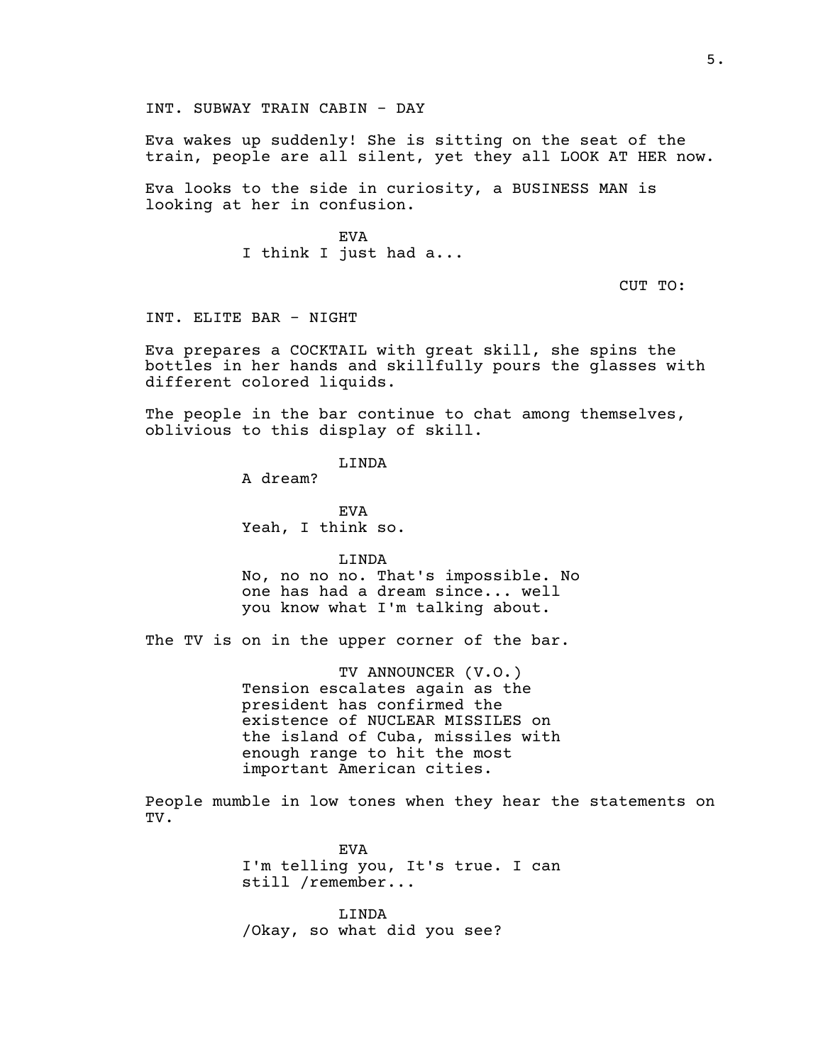INT. SUBWAY TRAIN CABIN - DAY

Eva wakes up suddenly! She is sitting on the seat of the train, people are all silent, yet they all LOOK AT HER now.

Eva looks to the side in curiosity, a BUSINESS MAN is looking at her in confusion.

EVA
I think I just had a...

CUT TO:

INT. ELITE BAR - NIGHT

Eva prepares a COCKTAIL with great skill, she spins the bottles in her hands and skillfully pours the glasses with different colored liquids.

The people in the bar continue to chat among themselves, oblivious to this display of skill.

LINDA
A dream?

EVA
Yeah, I think so.

LINDA
No, no no no. That's impossible. No one has had a dream since... well you know what I'm talking about.

The TV is on in the upper corner of the bar.

TV ANNOUNCER (V.O.)
Tension escalates again as the president has confirmed the existence of NUCLEAR MISSILES on the island of Cuba, missiles with enough range to hit the most important American cities.

People mumble in low tones when they hear the statements on TV.

EVA
I'm telling you, It's true. I can still /remember...

LINDA
/Okay, so what did you see?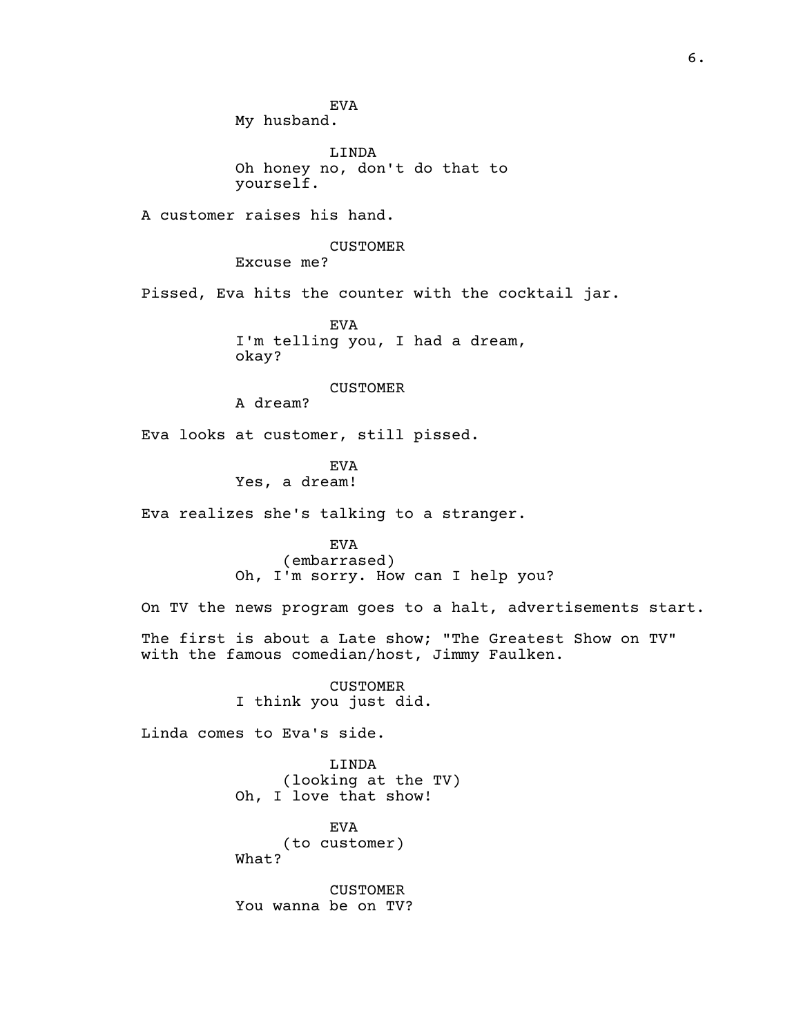EVA
My husband.

LINDA
Oh honey no, don't do that to yourself.

A customer raises his hand.

CUSTOMER
Excuse me?

Pissed, Eva hits the counter with the cocktail jar.

EVA
I'm telling you, I had a dream, okay?

CUSTOMER
A dream?

Eva looks at customer, still pissed.

EVA
Yes, a dream!

Eva realizes she's talking to a stranger.

EVA
(embarrased)
Oh, I'm sorry. How can I help you?

On TV the news program goes to a halt, advertisements start.

The first is about a Late show; "The Greatest Show on TV" with the famous comedian/host, Jimmy Faulken.

CUSTOMER
I think you just did.

Linda comes to Eva's side.

LINDA
(looking at the TV)
Oh, I love that show!

EVA
(to customer)
What?

CUSTOMER
You wanna be on TV?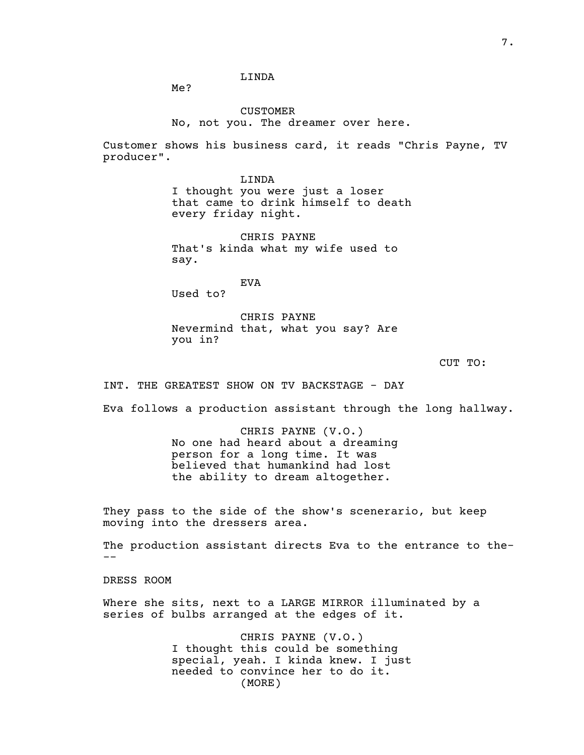LINDA
Me?

CUSTOMER
No, not you. The dreamer over here.

Customer shows his business card, it reads "Chris Payne, TV producer".

LINDA
I thought you were just a loser that came to drink himself to death every friday night.

CHRIS PAYNE
That's kinda what my wife used to say.

EVA
Used to?

CHRIS PAYNE
Nevermind that, what you say? Are you in?

CUT TO:

INT. THE GREATEST SHOW ON TV BACKSTAGE - DAY

Eva follows a production assistant through the long hallway.

CHRIS PAYNE (V.O.)
No one had heard about a dreaming person for a long time. It was believed that humankind had lost the ability to dream altogether.

They pass to the side of the show's scenerario, but keep moving into the dressers area.

The production assistant directs Eva to the entrance to the---

DRESS ROOM

Where she sits, next to a LARGE MIRROR illuminated by a series of bulbs arranged at the edges of it.

CHRIS PAYNE (V.O.)
I thought this could be something special, yeah. I kinda knew. I just needed to convince her to do it.
(MORE)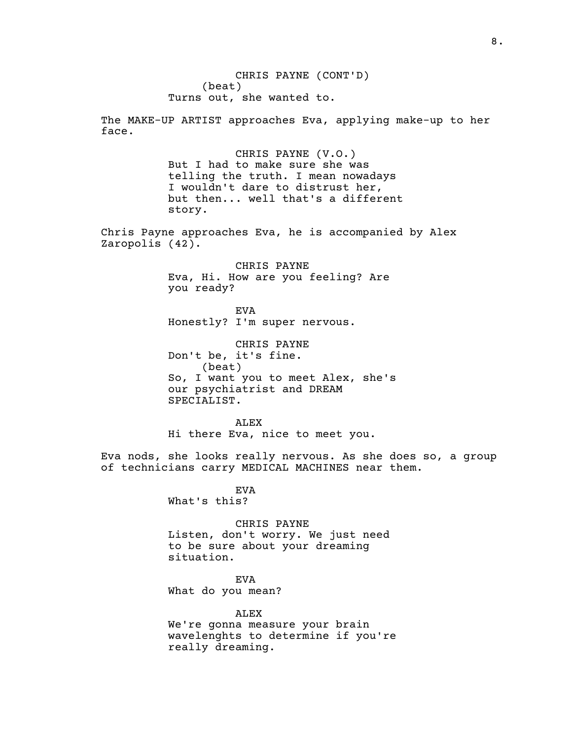CHRIS PAYNE (CONT'D)
(beat)
Turns out, she wanted to.

The MAKE-UP ARTIST approaches Eva, applying make-up to her face.

CHRIS PAYNE (V.O.)
But I had to make sure she was telling the truth. I mean nowadays I wouldn't dare to distrust her, but then... well that's a different story.

Chris Payne approaches Eva, he is accompanied by Alex Zaropolis (42).

CHRIS PAYNE
Eva, Hi. How are you feeling? Are you ready?

EVA
Honestly? I'm super nervous.

CHRIS PAYNE
Don't be, it's fine.
(beat)
So, I want you to meet Alex, she's our psychiatrist and DREAM SPECIALIST.

ALEX
Hi there Eva, nice to meet you.

Eva nods, she looks really nervous. As she does so, a group of technicians carry MEDICAL MACHINES near them.

EVA
What's this?

CHRIS PAYNE
Listen, don't worry. We just need to be sure about your dreaming situation.

EVA
What do you mean?

ALEX
We're gonna measure your brain wavelenghts to determine if you're really dreaming.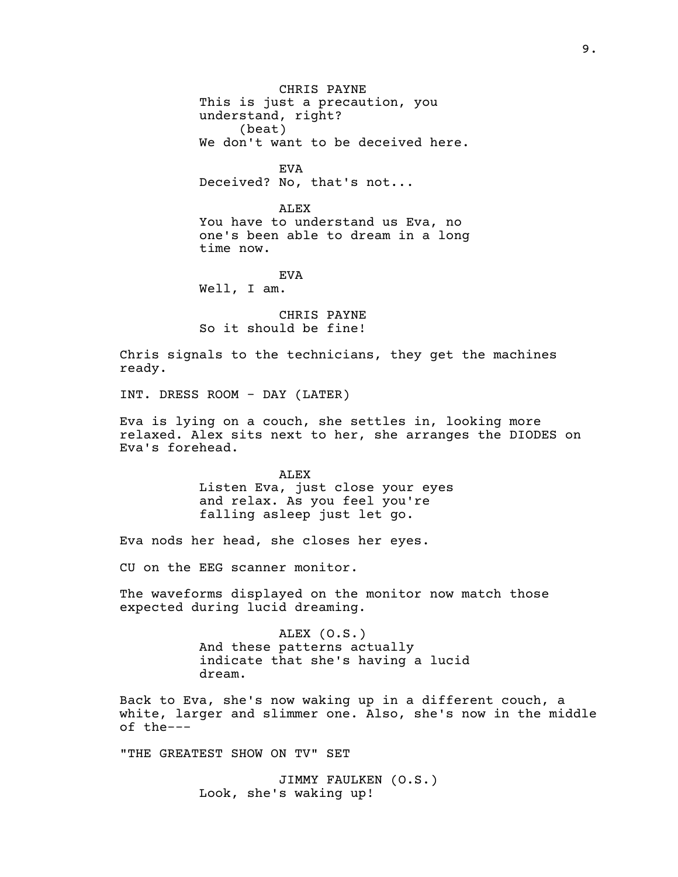CHRIS PAYNE
This is just a precaution, you understand, right?
(beat)
We don't want to be deceived here.

EVA
Deceived? No, that's not...

ALEX
You have to understand us Eva, no one's been able to dream in a long time now.

EVA
Well, I am.

CHRIS PAYNE
So it should be fine!

Chris signals to the technicians, they get the machines ready.

INT. DRESS ROOM - DAY (LATER)

Eva is lying on a couch, she settles in, looking more relaxed. Alex sits next to her, she arranges the DIODES on Eva's forehead.

ALEX
Listen Eva, just close your eyes and relax. As you feel you're falling asleep just let go.

Eva nods her head, she closes her eyes.

CU on the EEG scanner monitor.

The waveforms displayed on the monitor now match those expected during lucid dreaming.

ALEX (O.S.)
And these patterns actually indicate that she's having a lucid dream.

Back to Eva, she's now waking up in a different couch, a white, larger and slimmer one. Also, she's now in the middle of the---

"THE GREATEST SHOW ON TV" SET

JIMMY FAULKEN (O.S.)
Look, she's waking up!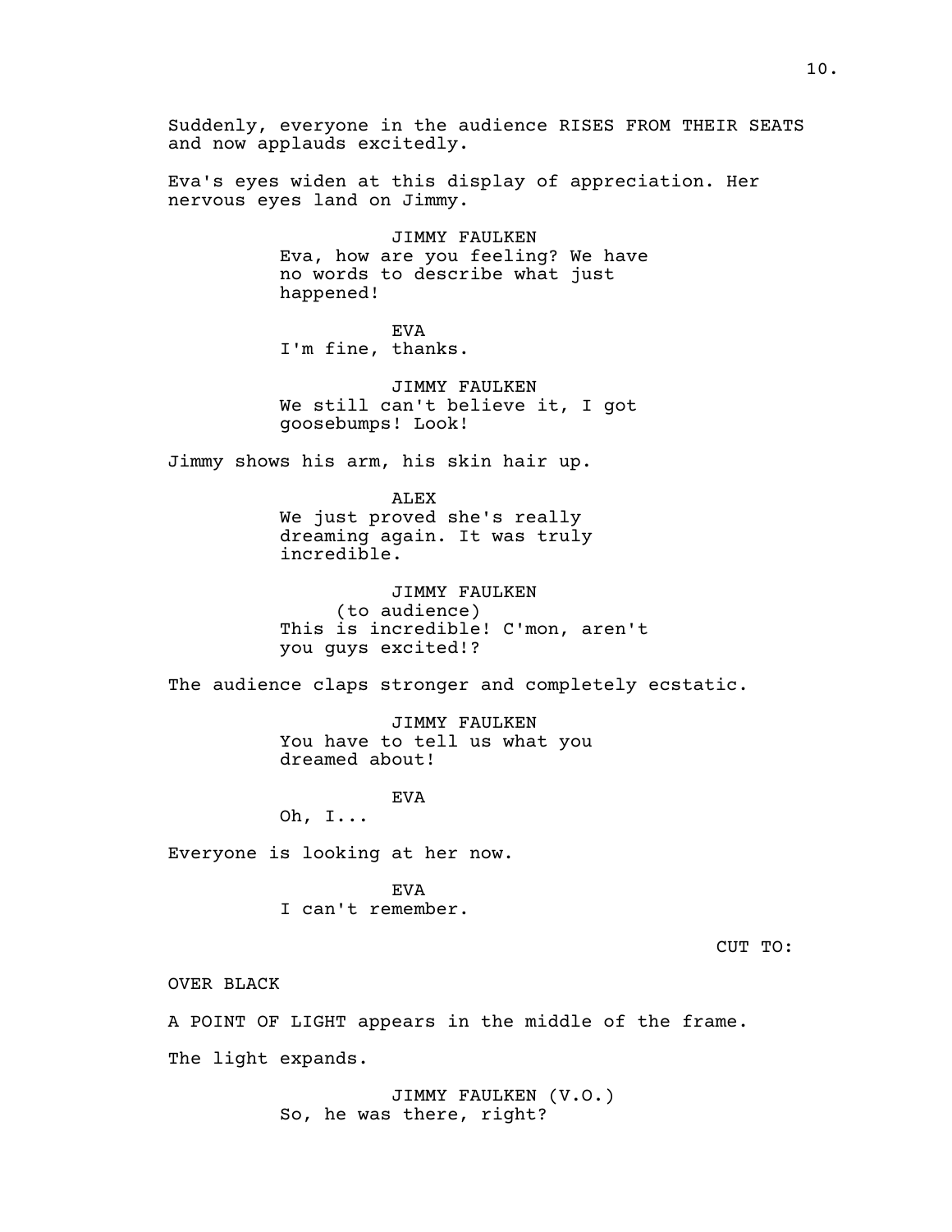Suddenly, everyone in the audience RISES FROM THEIR SEATS and now applauds excitedly.

Eva's eyes widen at this display of appreciation. Her nervous eyes land on Jimmy.

JIMMY FAULKEN
Eva, how are you feeling? We have no words to describe what just happened!

EVA
I'm fine, thanks.

JIMMY FAULKEN
We still can't believe it, I got goosebumps! Look!

Jimmy shows his arm, his skin hair up.

ALEX
We just proved she's really dreaming again. It was truly incredible.

JIMMY FAULKEN
(to audience)
This is incredible! C'mon, aren't you guys excited!?

The audience claps stronger and completely ecstatic.

JIMMY FAULKEN
You have to tell us what you dreamed about!

EVA
Oh, I...

Everyone is looking at her now.

EVA
I can't remember.

CUT TO:

OVER BLACK

A POINT OF LIGHT appears in the middle of the frame.

The light expands.

JIMMY FAULKEN (V.O.)
So, he was there, right?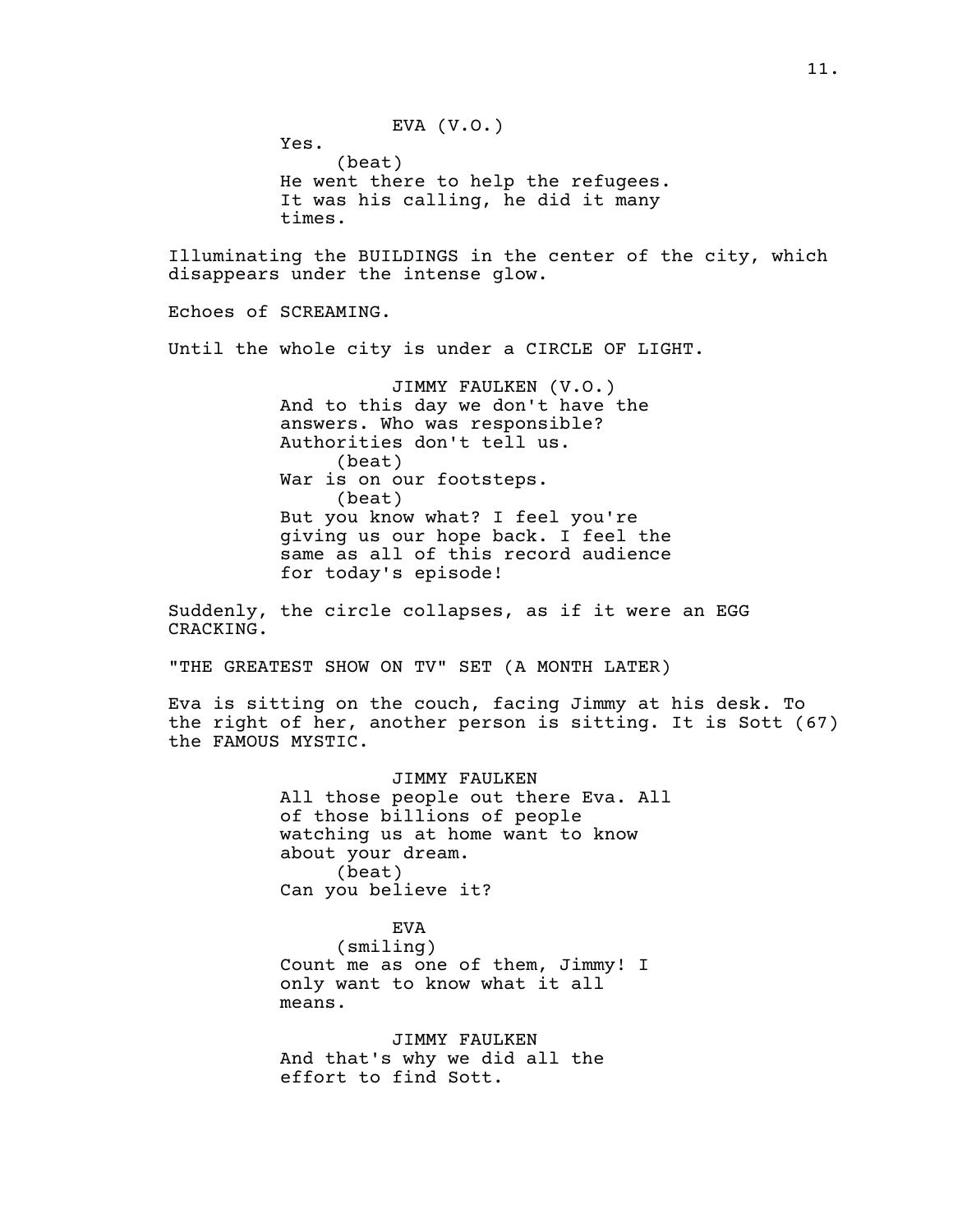EVA (V.O.)
Yes.
(beat)
He went there to help the refugees. It was his calling, he did it many times.

Illuminating the BUILDINGS in the center of the city, which disappears under the intense glow.

Echoes of SCREAMING.

Until the whole city is under a CIRCLE OF LIGHT.

JIMMY FAULKEN (V.O.)
And to this day we don't have the answers. Who was responsible? Authorities don't tell us.
(beat)
War is on our footsteps.
(beat)
But you know what? I feel you're giving us our hope back. I feel the same as all of this record audience for today's episode!

Suddenly, the circle collapses, as if it were an EGG CRACKING.

"THE GREATEST SHOW ON TV" SET (A MONTH LATER)

Eva is sitting on the couch, facing Jimmy at his desk. To the right of her, another person is sitting. It is Sott (67) the FAMOUS MYSTIC.

JIMMY FAULKEN
All those people out there Eva. All of those billions of people watching us at home want to know about your dream.
(beat)
Can you believe it?

EVA
(smiling)
Count me as one of them, Jimmy! I only want to know what it all means.

JIMMY FAULKEN
And that's why we did all the effort to find Sott.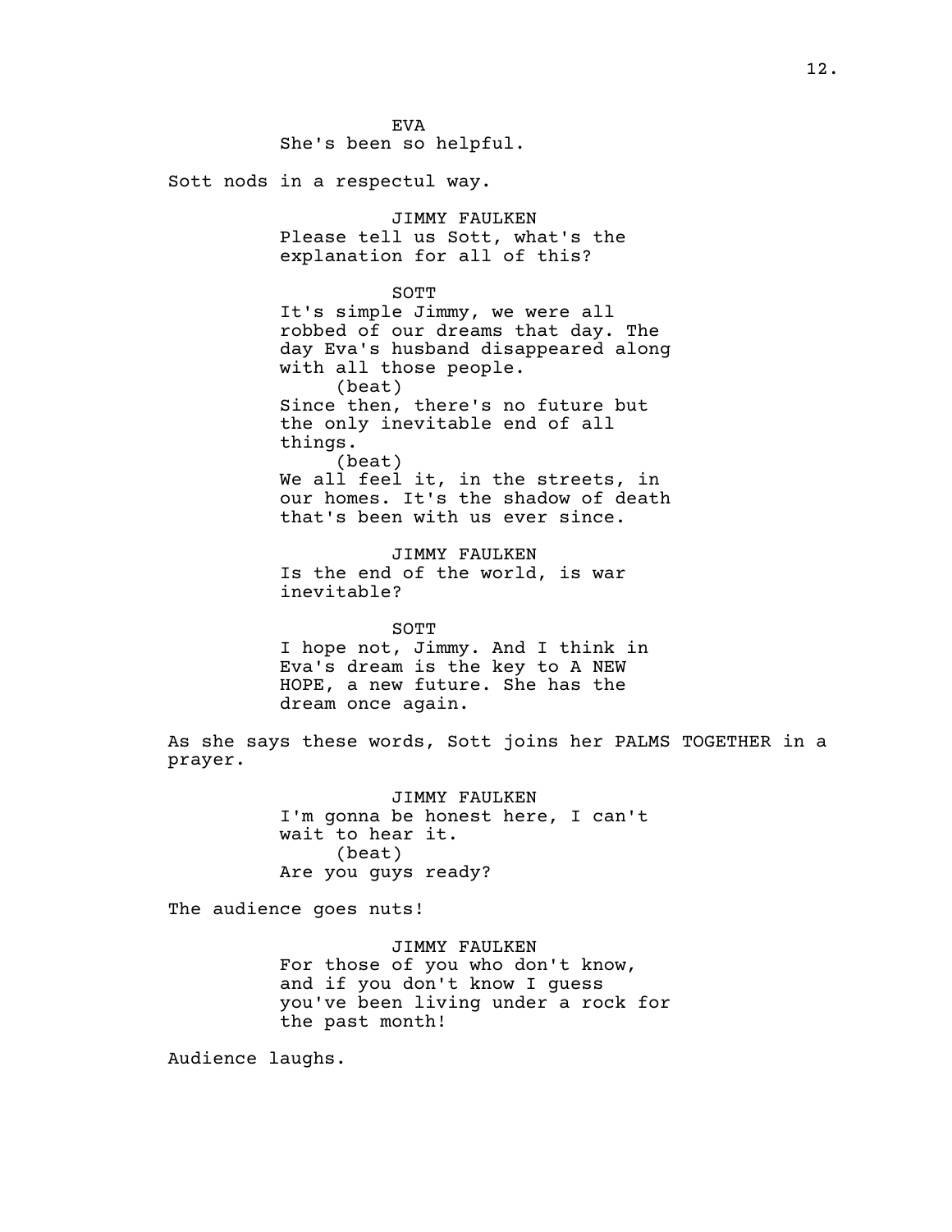EVA
She's been so helpful.

Sott nods in a respectul way.

JIMMY FAULKEN
Please tell us Sott, what's the explanation for all of this?

SOTT
It's simple Jimmy, we were all robbed of our dreams that day. The day Eva's husband disappeared along with all those people.
(beat)
Since then, there's no future but the only inevitable end of all things.
(beat)
We all feel it, in the streets, in our homes. It's the shadow of death that's been with us ever since.

JIMMY FAULKEN
Is the end of the world, is war inevitable?

SOTT
I hope not, Jimmy. And I think in Eva's dream is the key to A NEW HOPE, a new future. She has the dream once again.

As she says these words, Sott joins her PALMS TOGETHER in a prayer.

JIMMY FAULKEN
I'm gonna be honest here, I can't wait to hear it.
(beat)
Are you guys ready?

The audience goes nuts!

JIMMY FAULKEN
For those of you who don't know, and if you don't know I guess you've been living under a rock for the past month!

Audience laughs.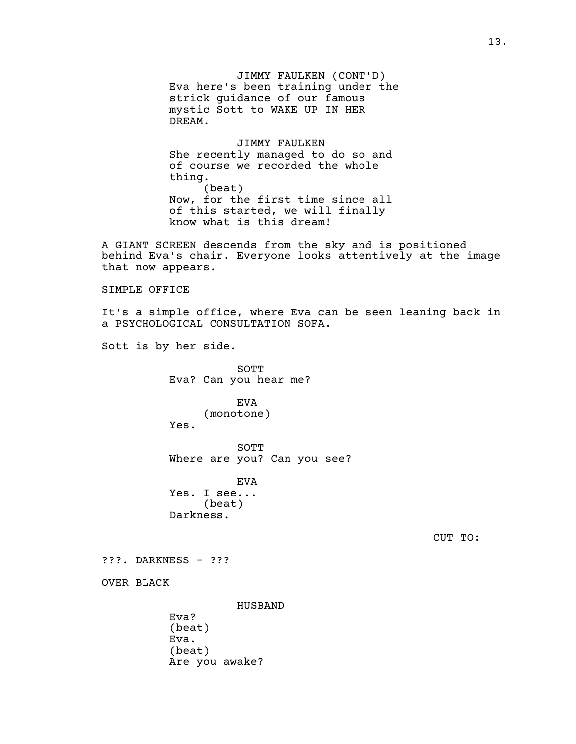JIMMY FAULKEN (CONT'D)
Eva here's been training under the strick guidance of our famous mystic Sott to WAKE UP IN HER DREAM.

JIMMY FAULKEN
She recently managed to do so and of course we recorded the whole thing.
(beat)
Now, for the first time since all of this started, we will finally know what is this dream!

A GIANT SCREEN descends from the sky and is positioned behind Eva's chair. Everyone looks attentively at the image that now appears.

SIMPLE OFFICE

It's a simple office, where Eva can be seen leaning back in a PSYCHOLOGICAL CONSULTATION SOFA.

Sott is by her side.

SOTT
Eva? Can you hear me?

EVA
(monotone)
Yes.

SOTT
Where are you? Can you see?

EVA
Yes. I see...
(beat)
Darkness.

CUT TO:

???. DARKNESS - ???

OVER BLACK

HUSBAND
Eva?
(beat)
Eva.
(beat)
Are you awake?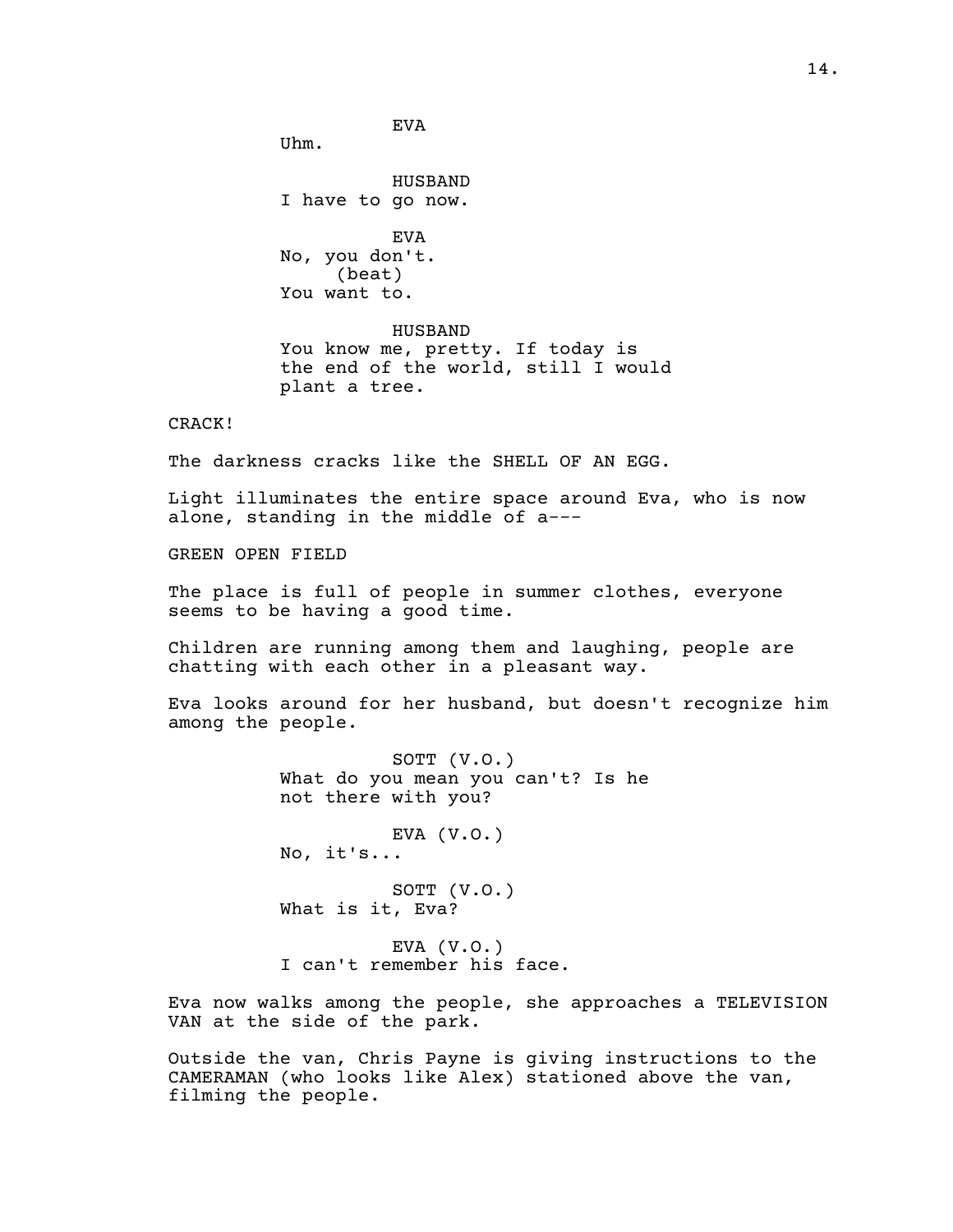EVA
Uhm.

HUSBAND
I have to go now.

EVA
No, you don't.
(beat)
You want to.

HUSBAND
You know me, pretty. If today is the end of the world, still I would plant a tree.

CRACK!

The darkness cracks like the SHELL OF AN EGG.

Light illuminates the entire space around Eva, who is now alone, standing in the middle of a---

GREEN OPEN FIELD

The place is full of people in summer clothes, everyone seems to be having a good time.

Children are running among them and laughing, people are chatting with each other in a pleasant way.

Eva looks around for her husband, but doesn't recognize him among the people.

SOTT (V.O.)
What do you mean you can't? Is he not there with you?

EVA (V.O.)
No, it's...

SOTT (V.O.)
What is it, Eva?

EVA (V.O.)
I can't remember his face.

Eva now walks among the people, she approaches a TELEVISION VAN at the side of the park.

Outside the van, Chris Payne is giving instructions to the CAMERAMAN (who looks like Alex) stationed above the van, filming the people.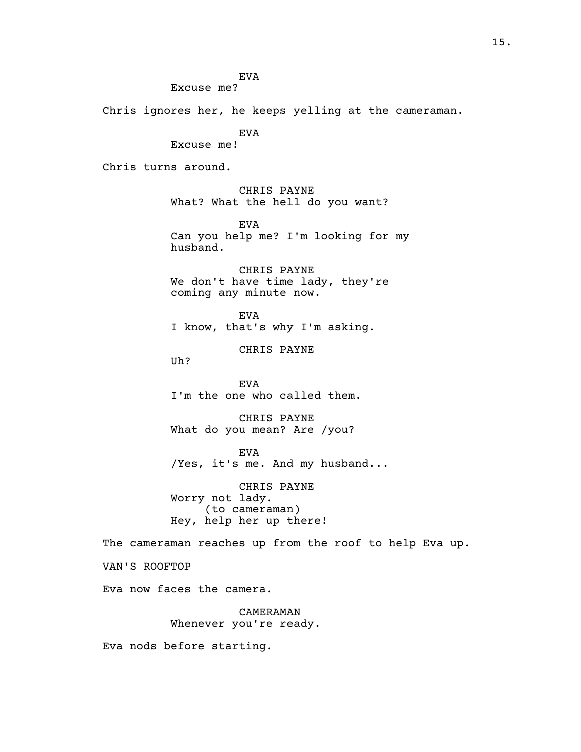EVA
Excuse me?

Chris ignores her, he keeps yelling at the cameraman.

EVA
Excuse me!

Chris turns around.

CHRIS PAYNE
What? What the hell do you want?

EVA
Can you help me? I'm looking for my husband.

CHRIS PAYNE
We don't have time lady, they're coming any minute now.

EVA
I know, that's why I'm asking.

CHRIS PAYNE
Uh?

EVA
I'm the one who called them.

CHRIS PAYNE
What do you mean? Are /you?

EVA
/Yes, it's me. And my husband...

CHRIS PAYNE
Worry not lady.
(to cameraman)
Hey, help her up there!

The cameraman reaches up from the roof to help Eva up.

VAN'S ROOFTOP

Eva now faces the camera.

CAMERAMAN
Whenever you're ready.

Eva nods before starting.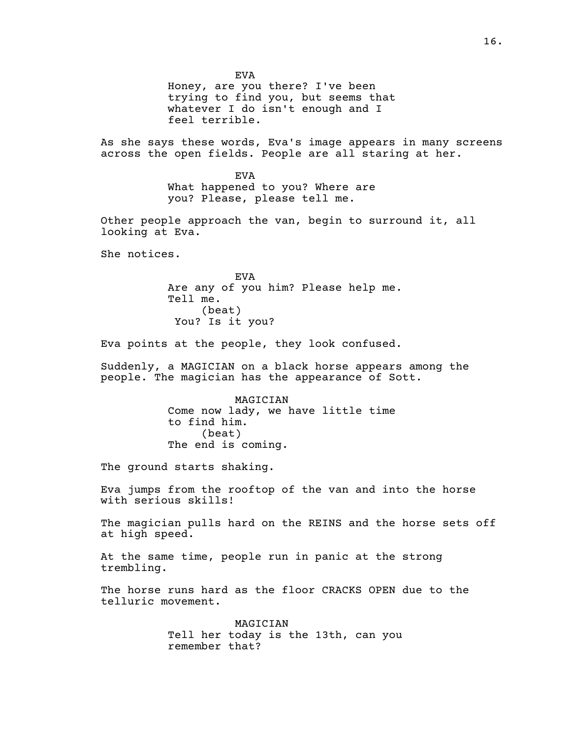EVA
Honey, are you there? I've been trying to find you, but seems that whatever I do isn't enough and I feel terrible.

As she says these words, Eva's image appears in many screens across the open fields. People are all staring at her.

EVA
What happened to you? Where are you? Please, please tell me.

Other people approach the van, begin to surround it, all looking at Eva.

She notices.

EVA
Are any of you him? Please help me. Tell me.
(beat)
You? Is it you?

Eva points at the people, they look confused.

Suddenly, a MAGICIAN on a black horse appears among the people. The magician has the appearance of Sott.

MAGICIAN
Come now lady, we have little time to find him.
(beat)
The end is coming.

The ground starts shaking.

Eva jumps from the rooftop of the van and into the horse with serious skills!

The magician pulls hard on the REINS and the horse sets off at high speed.

At the same time, people run in panic at the strong trembling.

The horse runs hard as the floor CRACKS OPEN due to the telluric movement.

MAGICIAN
Tell her today is the 13th, can you remember that?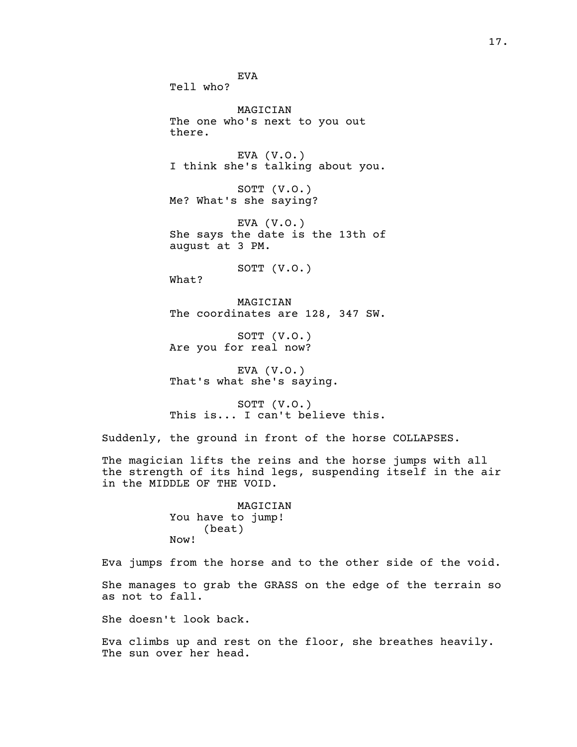EVA
Tell who?

MAGICIAN
The one who's next to you out there.

EVA (V.O.)
I think she's talking about you.

SOTT (V.O.)
Me? What's she saying?

EVA (V.O.)
She says the date is the 13th of august at 3 PM.

SOTT (V.O.)
What?

MAGICIAN
The coordinates are 128, 347 SW.

SOTT (V.O.)
Are you for real now?

EVA (V.O.)
That's what she's saying.

SOTT (V.O.)
This is... I can't believe this.

Suddenly, the ground in front of the horse COLLAPSES.

The magician lifts the reins and the horse jumps with all the strength of its hind legs, suspending itself in the air in the MIDDLE OF THE VOID.

MAGICIAN
You have to jump!
(beat)
Now!

Eva jumps from the horse and to the other side of the void.

She manages to grab the GRASS on the edge of the terrain so as not to fall.

She doesn't look back.

Eva climbs up and rest on the floor, she breathes heavily. The sun over her head.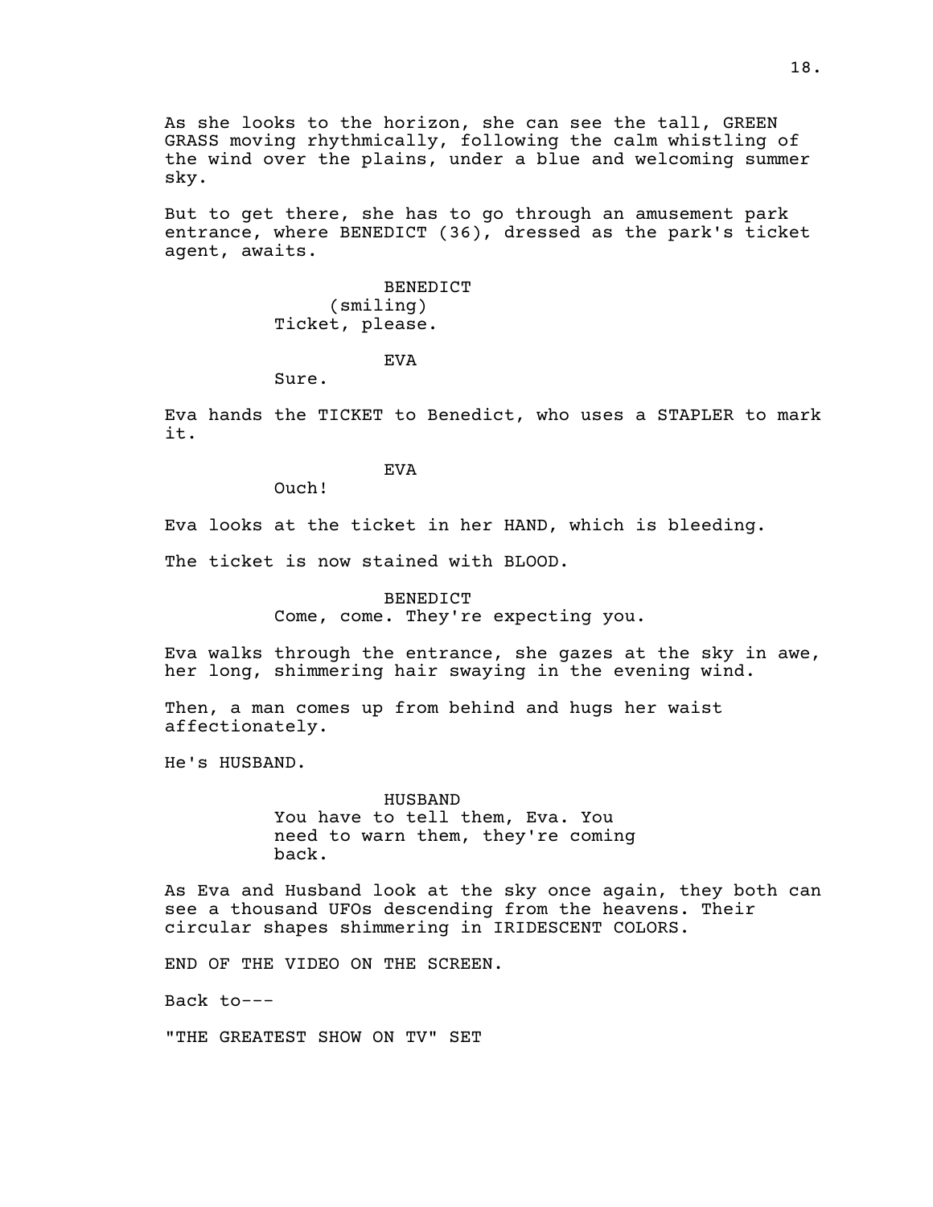As she looks to the horizon, she can see the tall, GREEN GRASS moving rhythmically, following the calm whistling of the wind over the plains, under a blue and welcoming summer sky.

But to get there, she has to go through an amusement park entrance, where BENEDICT (36), dressed as the park's ticket agent, awaits.

BENEDICT
(smiling)
Ticket, please.

EVA
Sure.

Eva hands the TICKET to Benedict, who uses a STAPLER to mark it.

EVA
Ouch!

Eva looks at the ticket in her HAND, which is bleeding.

The ticket is now stained with BLOOD.

BENEDICT
Come, come. They're expecting you.

Eva walks through the entrance, she gazes at the sky in awe, her long, shimmering hair swaying in the evening wind.

Then, a man comes up from behind and hugs her waist affectionately.

He's HUSBAND.

HUSBAND
You have to tell them, Eva. You need to warn them, they're coming back.

As Eva and Husband look at the sky once again, they both can see a thousand UFOs descending from the heavens. Their circular shapes shimmering in IRIDESCENT COLORS.

END OF THE VIDEO ON THE SCREEN.

Back to---

"THE GREATEST SHOW ON TV" SET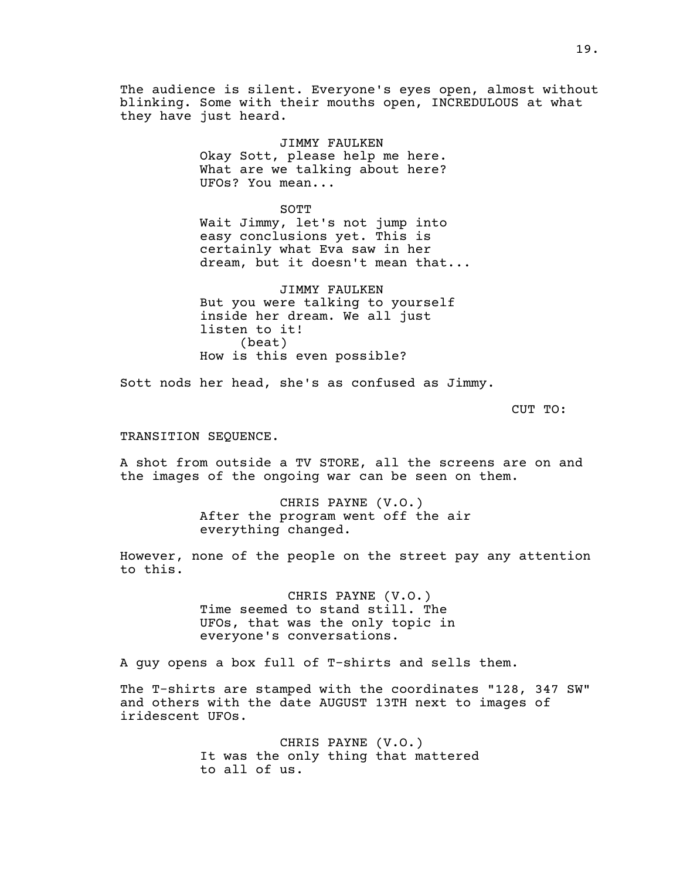The audience is silent. Everyone's eyes open, almost without blinking. Some with their mouths open, INCREDULOUS at what they have just heard.

JIMMY FAULKEN
Okay Sott, please help me here. What are we talking about here? UFOs? You mean...

SOTT
Wait Jimmy, let's not jump into easy conclusions yet. This is certainly what Eva saw in her dream, but it doesn't mean that...

JIMMY FAULKEN
But you were talking to yourself inside her dream. We all just listen to it!
(beat)
How is this even possible?

Sott nods her head, she's as confused as Jimmy.

CUT TO:

TRANSITION SEQUENCE.

A shot from outside a TV STORE, all the screens are on and the images of the ongoing war can be seen on them.

CHRIS PAYNE (V.O.)
After the program went off the air everything changed.

However, none of the people on the street pay any attention to this.

CHRIS PAYNE (V.O.)
Time seemed to stand still. The UFOs, that was the only topic in everyone's conversations.

A guy opens a box full of T-shirts and sells them.

The T-shirts are stamped with the coordinates "128, 347 SW" and others with the date AUGUST 13TH next to images of iridescent UFOs.

CHRIS PAYNE (V.O.)
It was the only thing that mattered to all of us.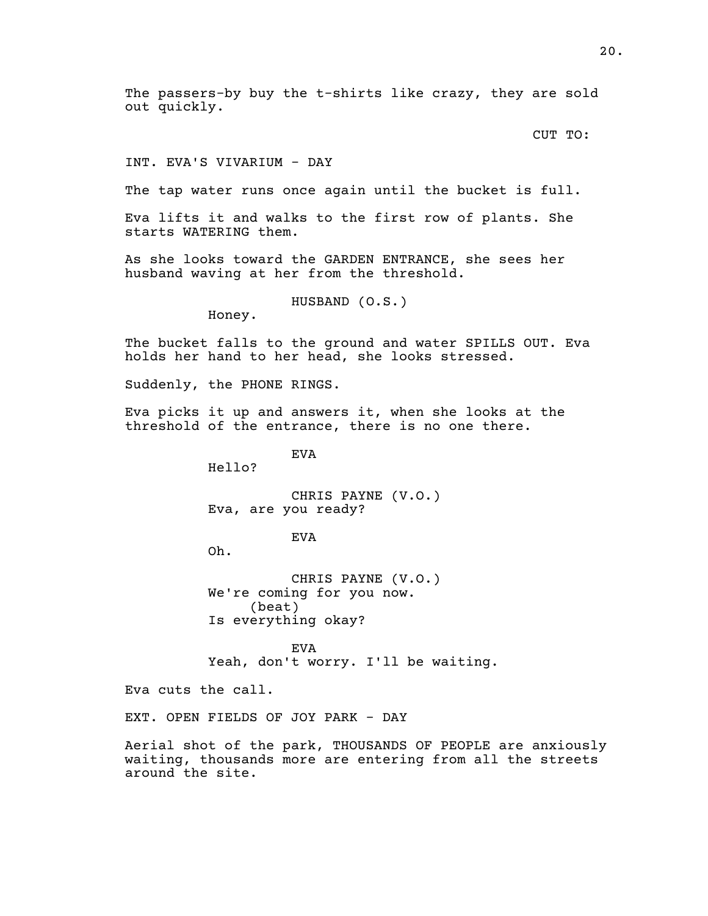The passers-by buy the t-shirts like crazy, they are sold out quickly.

CUT TO:

INT. EVA'S VIVARIUM - DAY

The tap water runs once again until the bucket is full.

Eva lifts it and walks to the first row of plants. She starts WATERING them.

As she looks toward the GARDEN ENTRANCE, she sees her husband waving at her from the threshold.

HUSBAND (O.S.)
Honey.

The bucket falls to the ground and water SPILLS OUT. Eva holds her hand to her head, she looks stressed.

Suddenly, the PHONE RINGS.

Eva picks it up and answers it, when she looks at the threshold of the entrance, there is no one there.

EVA
Hello?

CHRIS PAYNE (V.O.)
Eva, are you ready?

EVA
Oh.

CHRIS PAYNE (V.O.)
We're coming for you now.
(beat)
Is everything okay?

EVA
Yeah, don't worry. I'll be waiting.

Eva cuts the call.

EXT. OPEN FIELDS OF JOY PARK - DAY

Aerial shot of the park, THOUSANDS OF PEOPLE are anxiously waiting, thousands more are entering from all the streets around the site.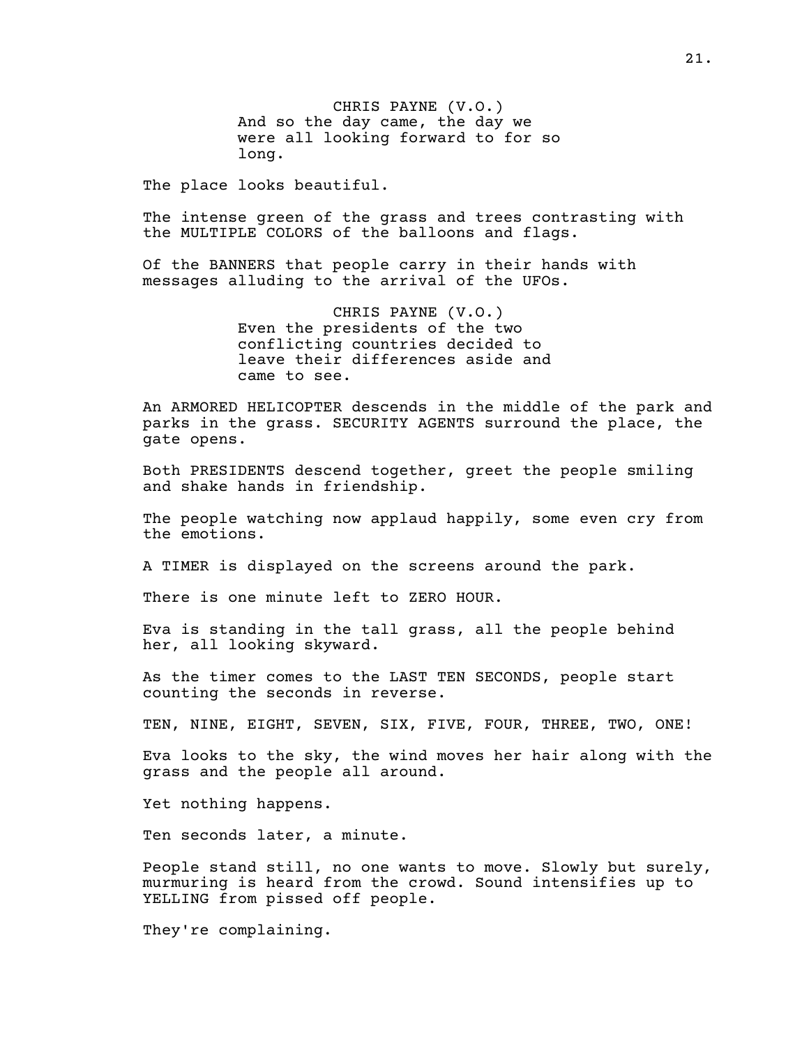CHRIS PAYNE (V.O.)
And so the day came, the day we were all looking forward to for so long.

The place looks beautiful.

The intense green of the grass and trees contrasting with the MULTIPLE COLORS of the balloons and flags.

Of the BANNERS that people carry in their hands with messages alluding to the arrival of the UFOs.

CHRIS PAYNE (V.O.)
Even the presidents of the two conflicting countries decided to leave their differences aside and came to see.

An ARMORED HELICOPTER descends in the middle of the park and parks in the grass. SECURITY AGENTS surround the place, the gate opens.

Both PRESIDENTS descend together, greet the people smiling and shake hands in friendship.

The people watching now applaud happily, some even cry from the emotions.

A TIMER is displayed on the screens around the park.

There is one minute left to ZERO HOUR.

Eva is standing in the tall grass, all the people behind her, all looking skyward.

As the timer comes to the LAST TEN SECONDS, people start counting the seconds in reverse.

TEN, NINE, EIGHT, SEVEN, SIX, FIVE, FOUR, THREE, TWO, ONE!

Eva looks to the sky, the wind moves her hair along with the grass and the people all around.

Yet nothing happens.

Ten seconds later, a minute.

People stand still, no one wants to move. Slowly but surely, murmuring is heard from the crowd. Sound intensifies up to YELLING from pissed off people.

They're complaining.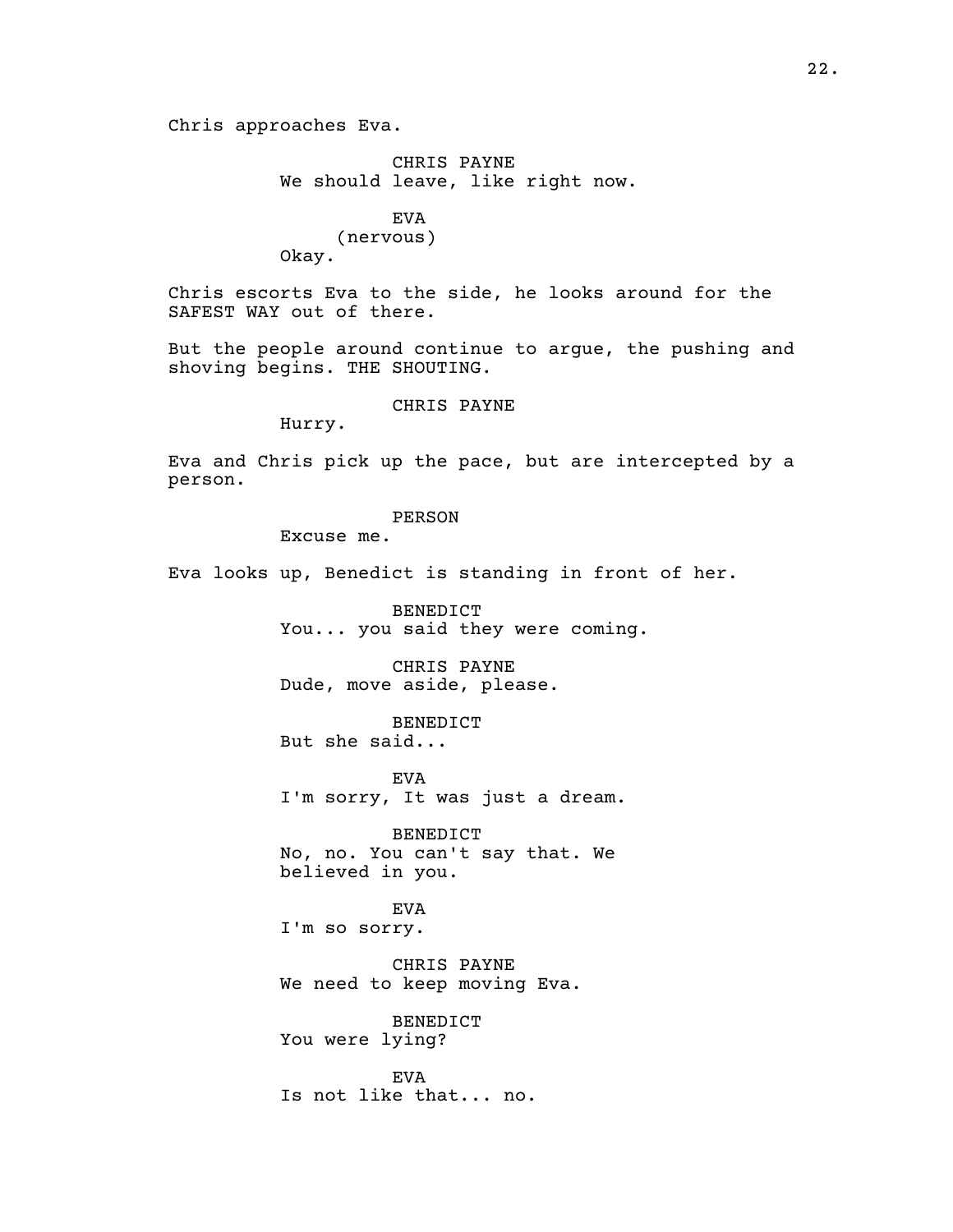Chris approaches Eva.

CHRIS PAYNE
We should leave, like right now.

EVA
(nervous)
Okay.

Chris escorts Eva to the side, he looks around for the SAFEST WAY out of there.

But the people around continue to argue, the pushing and shoving begins. THE SHOUTING.

CHRIS PAYNE
Hurry.

Eva and Chris pick up the pace, but are intercepted by a person.

PERSON
Excuse me.

Eva looks up, Benedict is standing in front of her.

BENEDICT
You... you said they were coming.

CHRIS PAYNE
Dude, move aside, please.

BENEDICT
But she said...

EVA
I'm sorry, It was just a dream.

BENEDICT
No, no. You can't say that. We believed in you.

EVA
I'm so sorry.

CHRIS PAYNE
We need to keep moving Eva.

BENEDICT
You were lying?

EVA
Is not like that... no.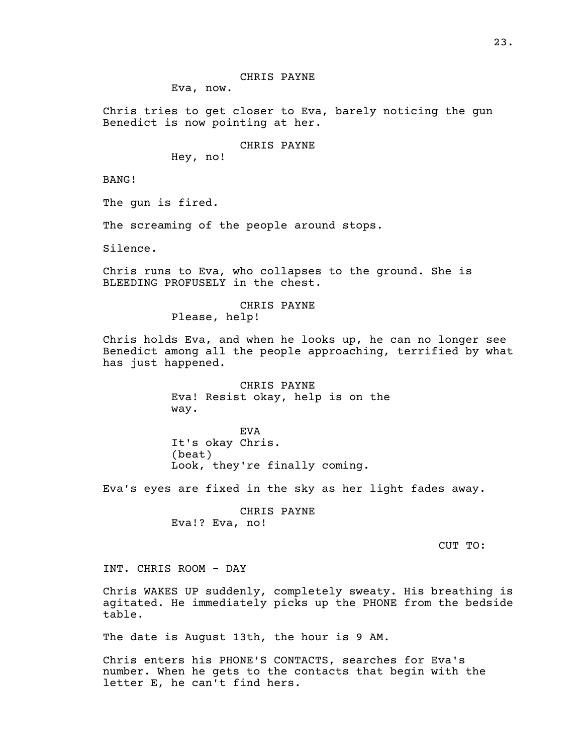CHRIS PAYNE
Eva, now.

Chris tries to get closer to Eva, barely noticing the gun Benedict is now pointing at her.

CHRIS PAYNE
Hey, no!

BANG!

The gun is fired.

The screaming of the people around stops.

Silence.

Chris runs to Eva, who collapses to the ground. She is BLEEDING PROFUSELY in the chest.

CHRIS PAYNE
Please, help!

Chris holds Eva, and when he looks up, he can no longer see Benedict among all the people approaching, terrified by what has just happened.

CHRIS PAYNE
Eva! Resist okay, help is on the way.

EVA
It's okay Chris.
(beat)
Look, they're finally coming.

Eva's eyes are fixed in the sky as her light fades away.

CHRIS PAYNE
Eva!? Eva, no!

CUT TO:

INT. CHRIS ROOM - DAY

Chris WAKES UP suddenly, completely sweaty. His breathing is agitated. He immediately picks up the PHONE from the bedside table.

The date is August 13th, the hour is 9 AM.

Chris enters his PHONE'S CONTACTS, searches for Eva's number. When he gets to the contacts that begin with the letter E, he can't find hers.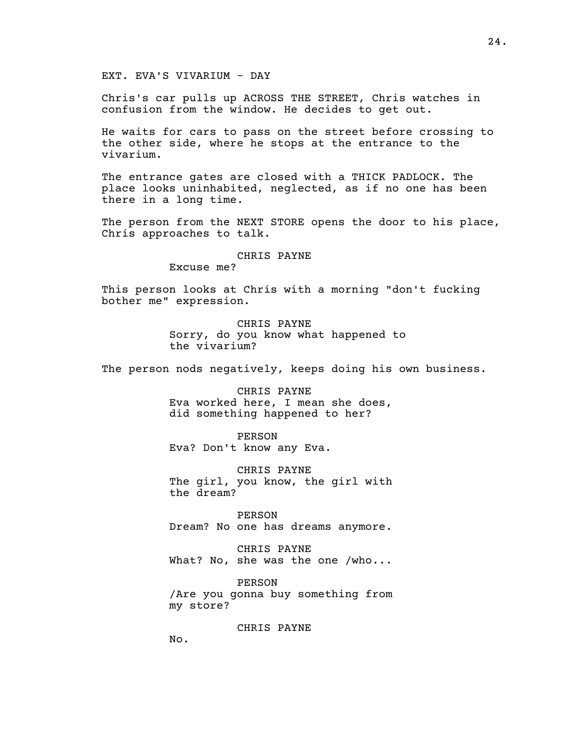EXT. EVA'S VIVARIUM - DAY

Chris's car pulls up ACROSS THE STREET, Chris watches in confusion from the window. He decides to get out.

He waits for cars to pass on the street before crossing to the other side, where he stops at the entrance to the vivarium.

The entrance gates are closed with a THICK PADLOCK. The place looks uninhabited, neglected, as if no one has been there in a long time.

The person from the NEXT STORE opens the door to his place, Chris approaches to talk.

CHRIS PAYNE
Excuse me?

This person looks at Chris with a morning "don't fucking bother me" expression.

CHRIS PAYNE
Sorry, do you know what happened to the vivarium?

The person nods negatively, keeps doing his own business.

CHRIS PAYNE
Eva worked here, I mean she does, did something happened to her?

PERSON
Eva? Don't know any Eva.

CHRIS PAYNE
The girl, you know, the girl with the dream?

PERSON
Dream? No one has dreams anymore.

CHRIS PAYNE
What? No, she was the one /who...

PERSON
/Are you gonna buy something from my store?

CHRIS PAYNE
No.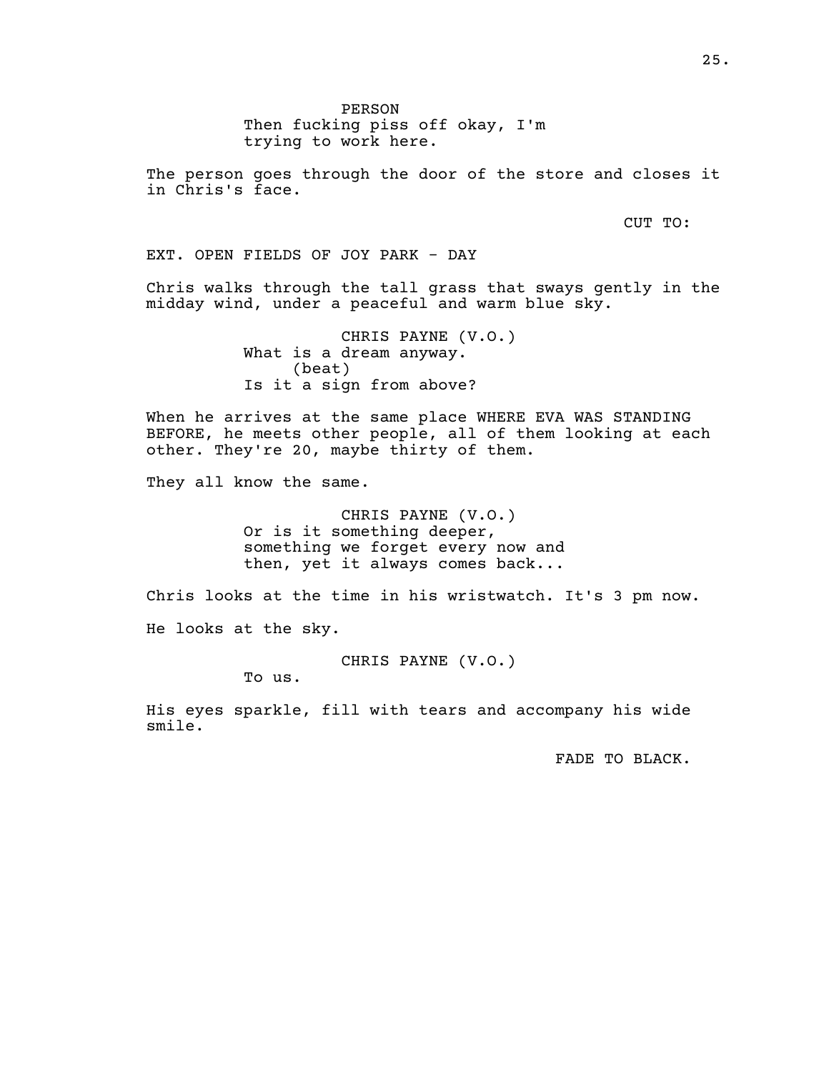PERSON
Then fucking piss off okay, I'm trying to work here.

The person goes through the door of the store and closes it in Chris's face.

CUT TO:

EXT. OPEN FIELDS OF JOY PARK - DAY

Chris walks through the tall grass that sways gently in the midday wind, under a peaceful and warm blue sky.

CHRIS PAYNE (V.O.)
What is a dream anyway.
(beat)
Is it a sign from above?

When he arrives at the same place WHERE EVA WAS STANDING BEFORE, he meets other people, all of them looking at each other. They're 20, maybe thirty of them.

They all know the same.

CHRIS PAYNE (V.O.)
Or is it something deeper, something we forget every now and then, yet it always comes back...

Chris looks at the time in his wristwatch. It's 3 pm now.

He looks at the sky.

CHRIS PAYNE (V.O.)
To us.

His eyes sparkle, fill with tears and accompany his wide smile.

FADE TO BLACK.